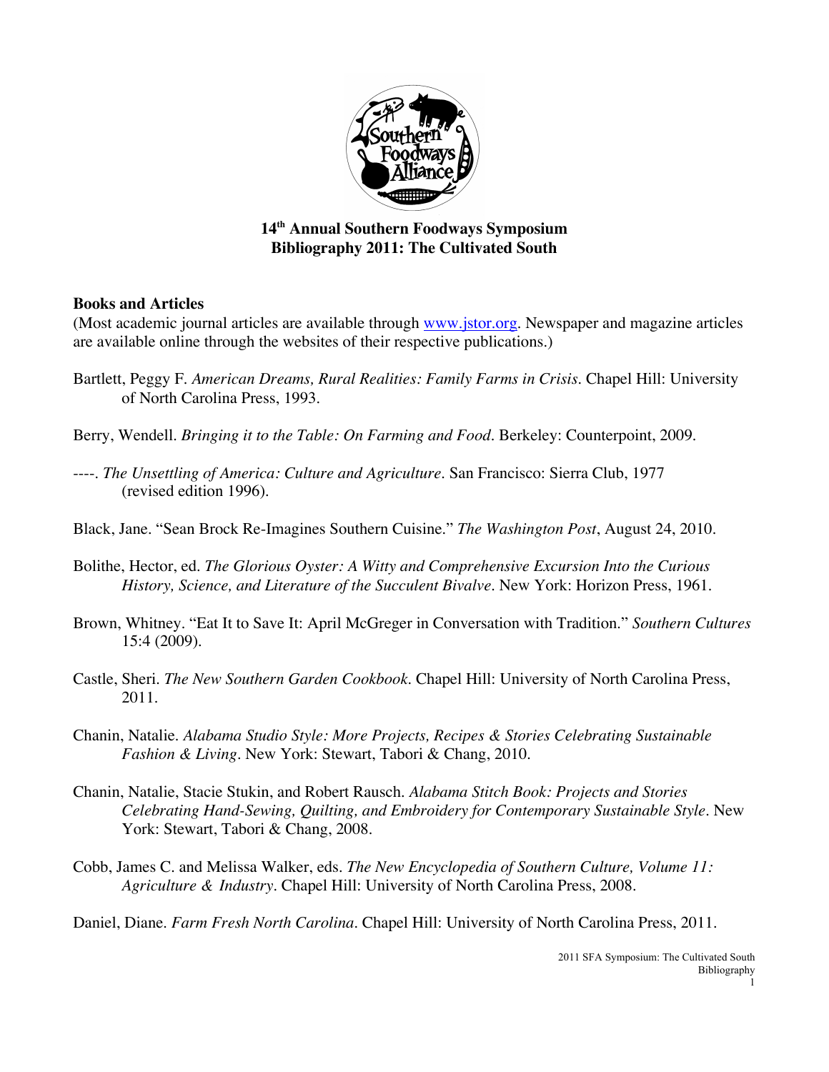# 14th Annual Southern Foodways Symposium
## Bibliography 2011: The Cultivated South

**Books and Articles**

(Most academic journal articles are available through www.jstor.org. Newspaper and magazine articles are available online through the websites of their respective publications.)

Bartlett, Peggy F. *American Dreams, Rural Realities: Family Farms in Crisis*. Chapel Hill: University of North Carolina Press, 1993.

Berry, Wendell. *Bringing it to the Table: On Farming and Food*. Berkeley: Counterpoint, 2009.

----. *The Unsettling of America: Culture and Agriculture*. San Francisco: Sierra Club, 1977 (revised edition 1996).

Black, Jane. "Sean Brock Re-Imagines Southern Cuisine." *The Washington Post*, August 24, 2010.

Bolithe, Hector, ed. *The Glorious Oyster: A Witty and Comprehensive Excursion Into the Curious History, Science, and Literature of the Succulent Bivalve*. New York: Horizon Press, 1961.

Brown, Whitney. "Eat It to Save It: April McGreger in Conversation with Tradition." *Southern Cultures* 15:4 (2009).

Castle, Sheri. *The New Southern Garden Cookbook*. Chapel Hill: University of North Carolina Press, 2011.

Chanin, Natalie. *Alabama Studio Style: More Projects, Recipes & Stories Celebrating Sustainable Fashion & Living*. New York: Stewart, Tabori & Chang, 2010.

Chanin, Natalie, Stacie Stukin, and Robert Rausch. *Alabama Stitch Book: Projects and Stories Celebrating Hand-Sewing, Quilting, and Embroidery for Contemporary Sustainable Style*. New York: Stewart, Tabori & Chang, 2008.

Cobb, James C. and Melissa Walker, eds. *The New Encyclopedia of Southern Culture, Volume 11: Agriculture & Industry*. Chapel Hill: University of North Carolina Press, 2008.

Daniel, Diane. *Farm Fresh North Carolina*. Chapel Hill: University of North Carolina Press, 2011.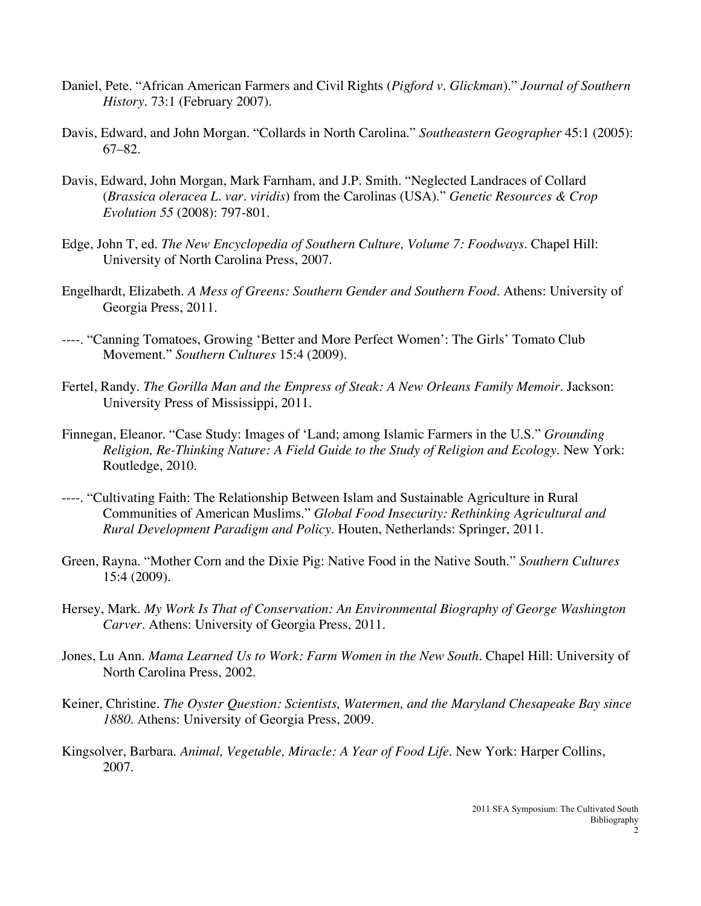Daniel, Pete. "African American Farmers and Civil Rights (*Pigford v. Glickman*)." *Journal of Southern History*. 73:1 (February 2007).

Davis, Edward, and John Morgan. "Collards in North Carolina." *Southeastern Geographer* 45:1 (2005): 67–82.

Davis, Edward, John Morgan, Mark Farnham, and J.P. Smith. "Neglected Landraces of Collard (*Brassica oleracea L. var. viridis*) from the Carolinas (USA)." *Genetic Resources & Crop Evolution 55* (2008): 797-801.

Edge, John T, ed. *The New Encyclopedia of Southern Culture, Volume 7: Foodways*. Chapel Hill: University of North Carolina Press, 2007.

Engelhardt, Elizabeth. *A Mess of Greens: Southern Gender and Southern Food*. Athens: University of Georgia Press, 2011.

----. "Canning Tomatoes, Growing 'Better and More Perfect Women': The Girls' Tomato Club Movement." *Southern Cultures* 15:4 (2009).

Fertel, Randy. *The Gorilla Man and the Empress of Steak: A New Orleans Family Memoir*. Jackson: University Press of Mississippi, 2011.

Finnegan, Eleanor. "Case Study: Images of 'Land; among Islamic Farmers in the U.S." *Grounding Religion, Re-Thinking Nature: A Field Guide to the Study of Religion and Ecology*. New York: Routledge, 2010.

----. "Cultivating Faith: The Relationship Between Islam and Sustainable Agriculture in Rural Communities of American Muslims." *Global Food Insecurity: Rethinking Agricultural and Rural Development Paradigm and Policy*. Houten, Netherlands: Springer, 2011.

Green, Rayna. "Mother Corn and the Dixie Pig: Native Food in the Native South." *Southern Cultures* 15:4 (2009).

Hersey, Mark. *My Work Is That of Conservation: An Environmental Biography of George Washington Carver*. Athens: University of Georgia Press, 2011.

Jones, Lu Ann. *Mama Learned Us to Work: Farm Women in the New South*. Chapel Hill: University of North Carolina Press, 2002.

Keiner, Christine. *The Oyster Question: Scientists, Watermen, and the Maryland Chesapeake Bay since 1880*. Athens: University of Georgia Press, 2009.

Kingsolver, Barbara. *Animal, Vegetable, Miracle: A Year of Food Life*. New York: Harper Collins, 2007.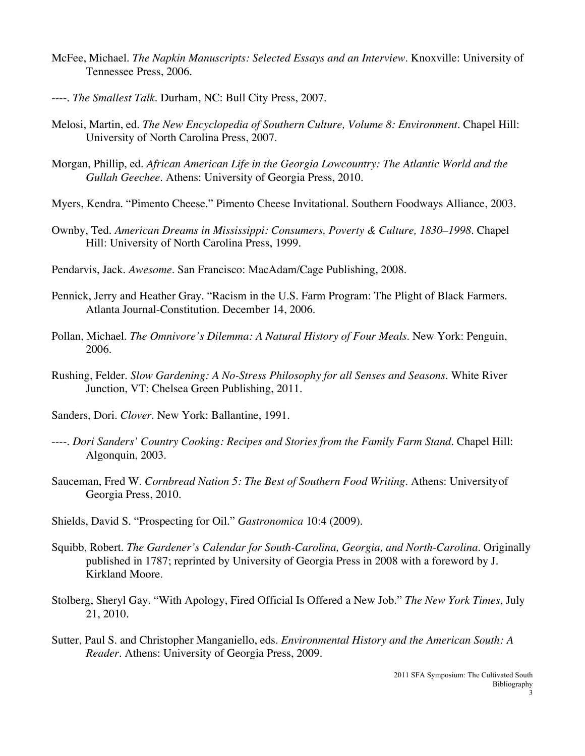McFee, Michael. *The Napkin Manuscripts: Selected Essays and an Interview*. Knoxville: University of Tennessee Press, 2006.

----. *The Smallest Talk*. Durham, NC: Bull City Press, 2007.

Melosi, Martin, ed. *The New Encyclopedia of Southern Culture, Volume 8: Environment*. Chapel Hill: University of North Carolina Press, 2007.

Morgan, Phillip, ed. *African American Life in the Georgia Lowcountry: The Atlantic World and the Gullah Geechee*. Athens: University of Georgia Press, 2010.

Myers, Kendra. "Pimento Cheese." Pimento Cheese Invitational. Southern Foodways Alliance, 2003.

Ownby, Ted. *American Dreams in Mississippi: Consumers, Poverty & Culture, 1830–1998*. Chapel Hill: University of North Carolina Press, 1999.

Pendarvis, Jack. *Awesome*. San Francisco: MacAdam/Cage Publishing, 2008.

Pennick, Jerry and Heather Gray. "Racism in the U.S. Farm Program: The Plight of Black Farmers. Atlanta Journal-Constitution. December 14, 2006.

Pollan, Michael. *The Omnivore's Dilemma: A Natural History of Four Meals*. New York: Penguin, 2006.

Rushing, Felder. *Slow Gardening: A No-Stress Philosophy for all Senses and Seasons*. White River Junction, VT: Chelsea Green Publishing, 2011.

Sanders, Dori. *Clover*. New York: Ballantine, 1991.

----. *Dori Sanders' Country Cooking: Recipes and Stories from the Family Farm Stand*. Chapel Hill: Algonquin, 2003.

Sauceman, Fred W. *Cornbread Nation 5: The Best of Southern Food Writing*. Athens: Universityof Georgia Press, 2010.

Shields, David S. "Prospecting for Oil." *Gastronomica* 10:4 (2009).

Squibb, Robert. *The Gardener's Calendar for South-Carolina, Georgia, and North-Carolina*. Originally published in 1787; reprinted by University of Georgia Press in 2008 with a foreword by J. Kirkland Moore.

Stolberg, Sheryl Gay. "With Apology, Fired Official Is Offered a New Job." *The New York Times*, July 21, 2010.

Sutter, Paul S. and Christopher Manganiello, eds. *Environmental History and the American South: A Reader*. Athens: University of Georgia Press, 2009.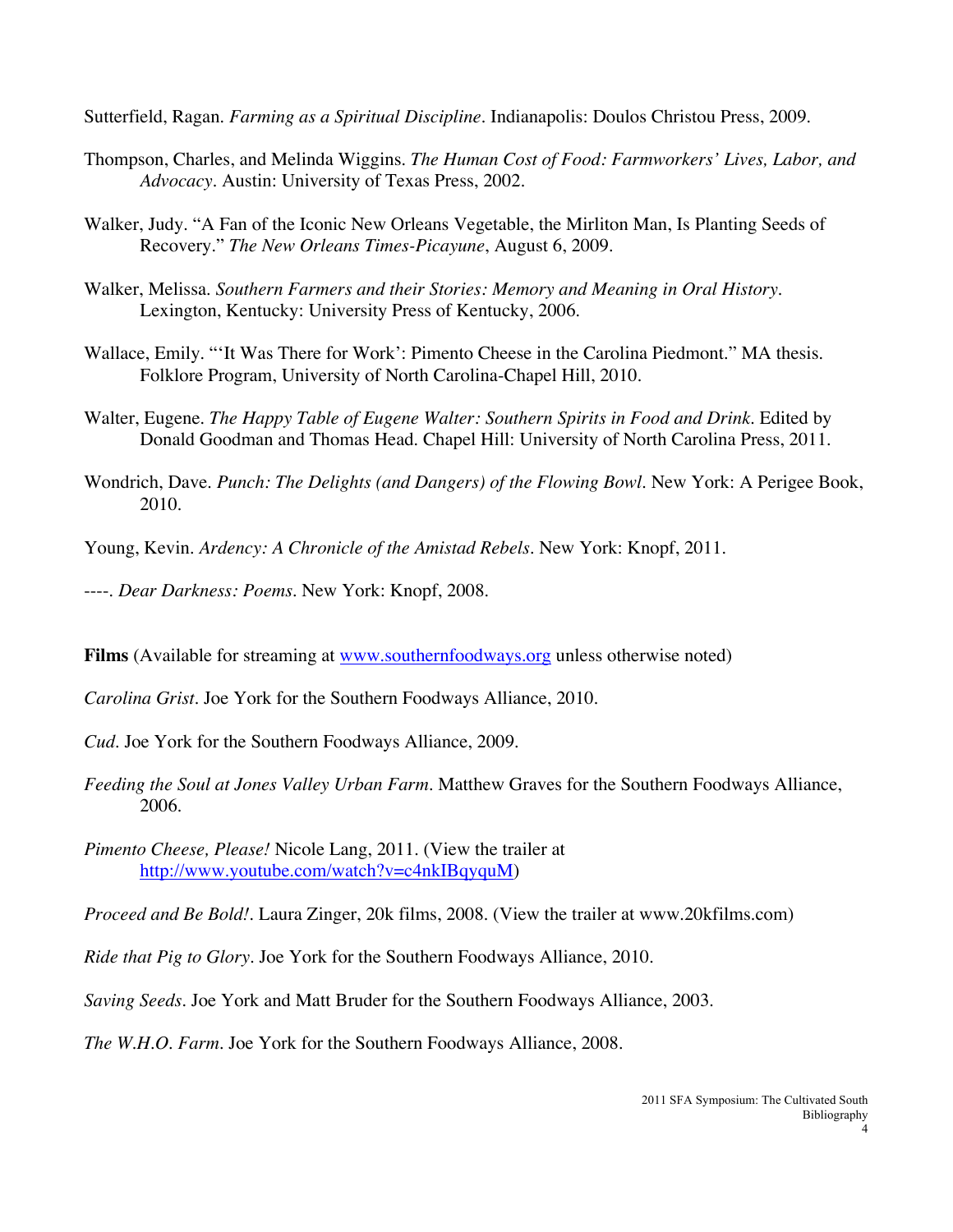Sutterfield, Ragan. *Farming as a Spiritual Discipline*. Indianapolis: Doulos Christou Press, 2009.

Thompson, Charles, and Melinda Wiggins. *The Human Cost of Food: Farmworkers' Lives, Labor, and Advocacy*. Austin: University of Texas Press, 2002.

Walker, Judy. "A Fan of the Iconic New Orleans Vegetable, the Mirliton Man, Is Planting Seeds of Recovery." *The New Orleans Times-Picayune*, August 6, 2009.

Walker, Melissa. *Southern Farmers and their Stories: Memory and Meaning in Oral History*. Lexington, Kentucky: University Press of Kentucky, 2006.

Wallace, Emily. "'It Was There for Work': Pimento Cheese in the Carolina Piedmont." MA thesis. Folklore Program, University of North Carolina-Chapel Hill, 2010.

Walter, Eugene. *The Happy Table of Eugene Walter: Southern Spirits in Food and Drink*. Edited by Donald Goodman and Thomas Head. Chapel Hill: University of North Carolina Press, 2011.

Wondrich, Dave. *Punch: The Delights (and Dangers) of the Flowing Bowl*. New York: A Perigee Book, 2010.

Young, Kevin. *Ardency: A Chronicle of the Amistad Rebels*. New York: Knopf, 2011.

----. *Dear Darkness: Poems*. New York: Knopf, 2008.

**Films** (Available for streaming at www.southernfoodways.org unless otherwise noted)

*Carolina Grist*. Joe York for the Southern Foodways Alliance, 2010.

*Cud*. Joe York for the Southern Foodways Alliance, 2009.

*Feeding the Soul at Jones Valley Urban Farm*. Matthew Graves for the Southern Foodways Alliance, 2006.

*Pimento Cheese, Please!* Nicole Lang, 2011. (View the trailer at http://www.youtube.com/watch?v=c4nkIBqyquM)

*Proceed and Be Bold!*. Laura Zinger, 20k films, 2008. (View the trailer at www.20kfilms.com)

*Ride that Pig to Glory*. Joe York for the Southern Foodways Alliance, 2010.

*Saving Seeds*. Joe York and Matt Bruder for the Southern Foodways Alliance, 2003.

*The W.H.O. Farm*. Joe York for the Southern Foodways Alliance, 2008.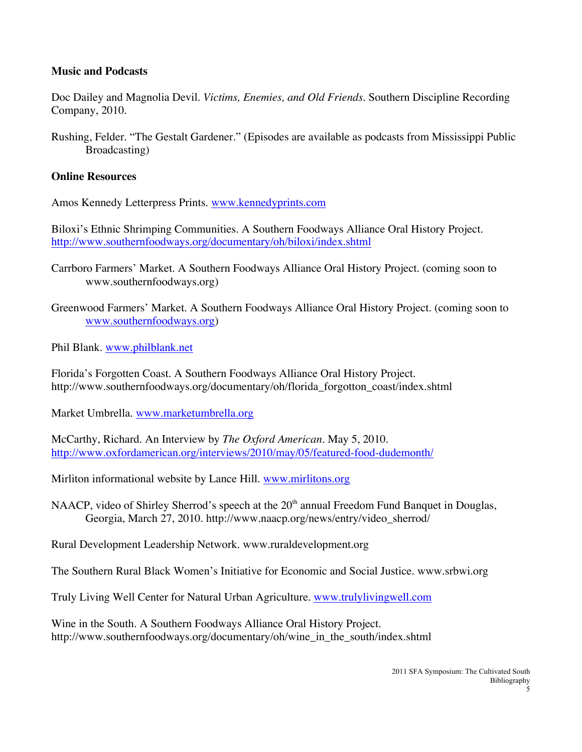### Music and Podcasts

Doc Dailey and Magnolia Devil. *Victims, Enemies, and Old Friends*. Southern Discipline Recording Company, 2010.

Rushing, Felder. "The Gestalt Gardener." (Episodes are available as podcasts from Mississippi Public Broadcasting)

### Online Resources

Amos Kennedy Letterpress Prints. www.kennedyprints.com

Biloxi's Ethnic Shrimping Communities. A Southern Foodways Alliance Oral History Project. http://www.southernfoodways.org/documentary/oh/biloxi/index.shtml

Carrboro Farmers' Market. A Southern Foodways Alliance Oral History Project. (coming soon to www.southernfoodways.org)

Greenwood Farmers' Market. A Southern Foodways Alliance Oral History Project. (coming soon to www.southernfoodways.org)

Phil Blank. www.philblank.net

Florida's Forgotten Coast. A Southern Foodways Alliance Oral History Project. http://www.southernfoodways.org/documentary/oh/florida_forgotton_coast/index.shtml

Market Umbrella. www.marketumbrella.org

McCarthy, Richard. An Interview by *The Oxford American*. May 5, 2010. http://www.oxfordamerican.org/interviews/2010/may/05/featured-food-dudemonth/

Mirliton informational website by Lance Hill. www.mirlitons.org

NAACP, video of Shirley Sherrod's speech at the 20th annual Freedom Fund Banquet in Douglas, Georgia, March 27, 2010. http://www.naacp.org/news/entry/video_sherrod/

Rural Development Leadership Network. www.ruraldevelopment.org

The Southern Rural Black Women's Initiative for Economic and Social Justice. www.srbwi.org

Truly Living Well Center for Natural Urban Agriculture. www.trulylivingwell.com

Wine in the South. A Southern Foodways Alliance Oral History Project. http://www.southernfoodways.org/documentary/oh/wine_in_the_south/index.shtml